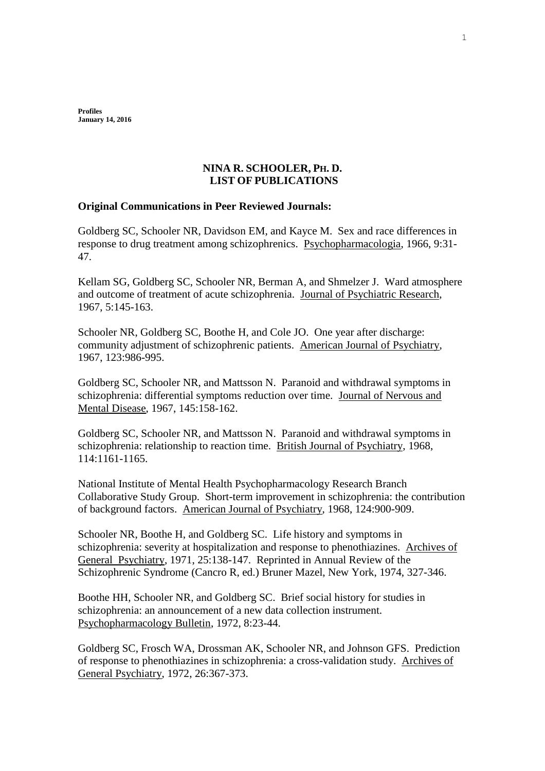**Profiles**
**January 14, 2016**

# NINA R. SCHOOLER, PH. D.
# LIST OF PUBLICATIONS

## Original Communications in Peer Reviewed Journals:

Goldberg SC, Schooler NR, Davidson EM, and Kayce M. Sex and race differences in response to drug treatment among schizophrenics. Psychopharmacologia, 1966, 9:31-47.

Kellam SG, Goldberg SC, Schooler NR, Berman A, and Shmelzer J. Ward atmosphere and outcome of treatment of acute schizophrenia. Journal of Psychiatric Research, 1967, 5:145-163.

Schooler NR, Goldberg SC, Boothe H, and Cole JO. One year after discharge: community adjustment of schizophrenic patients. American Journal of Psychiatry, 1967, 123:986-995.

Goldberg SC, Schooler NR, and Mattsson N. Paranoid and withdrawal symptoms in schizophrenia: differential symptoms reduction over time. Journal of Nervous and Mental Disease, 1967, 145:158-162.

Goldberg SC, Schooler NR, and Mattsson N. Paranoid and withdrawal symptoms in schizophrenia: relationship to reaction time. British Journal of Psychiatry, 1968, 114:1161-1165.

National Institute of Mental Health Psychopharmacology Research Branch Collaborative Study Group. Short-term improvement in schizophrenia: the contribution of background factors. American Journal of Psychiatry, 1968, 124:900-909.

Schooler NR, Boothe H, and Goldberg SC. Life history and symptoms in schizophrenia: severity at hospitalization and response to phenothiazines. Archives of General Psychiatry, 1971, 25:138-147. Reprinted in Annual Review of the Schizophrenic Syndrome (Cancro R, ed.) Bruner Mazel, New York, 1974, 327-346.

Boothe HH, Schooler NR, and Goldberg SC. Brief social history for studies in schizophrenia: an announcement of a new data collection instrument. Psychopharmacology Bulletin, 1972, 8:23-44.

Goldberg SC, Frosch WA, Drossman AK, Schooler NR, and Johnson GFS. Prediction of response to phenothiazines in schizophrenia: a cross-validation study. Archives of General Psychiatry, 1972, 26:367-373.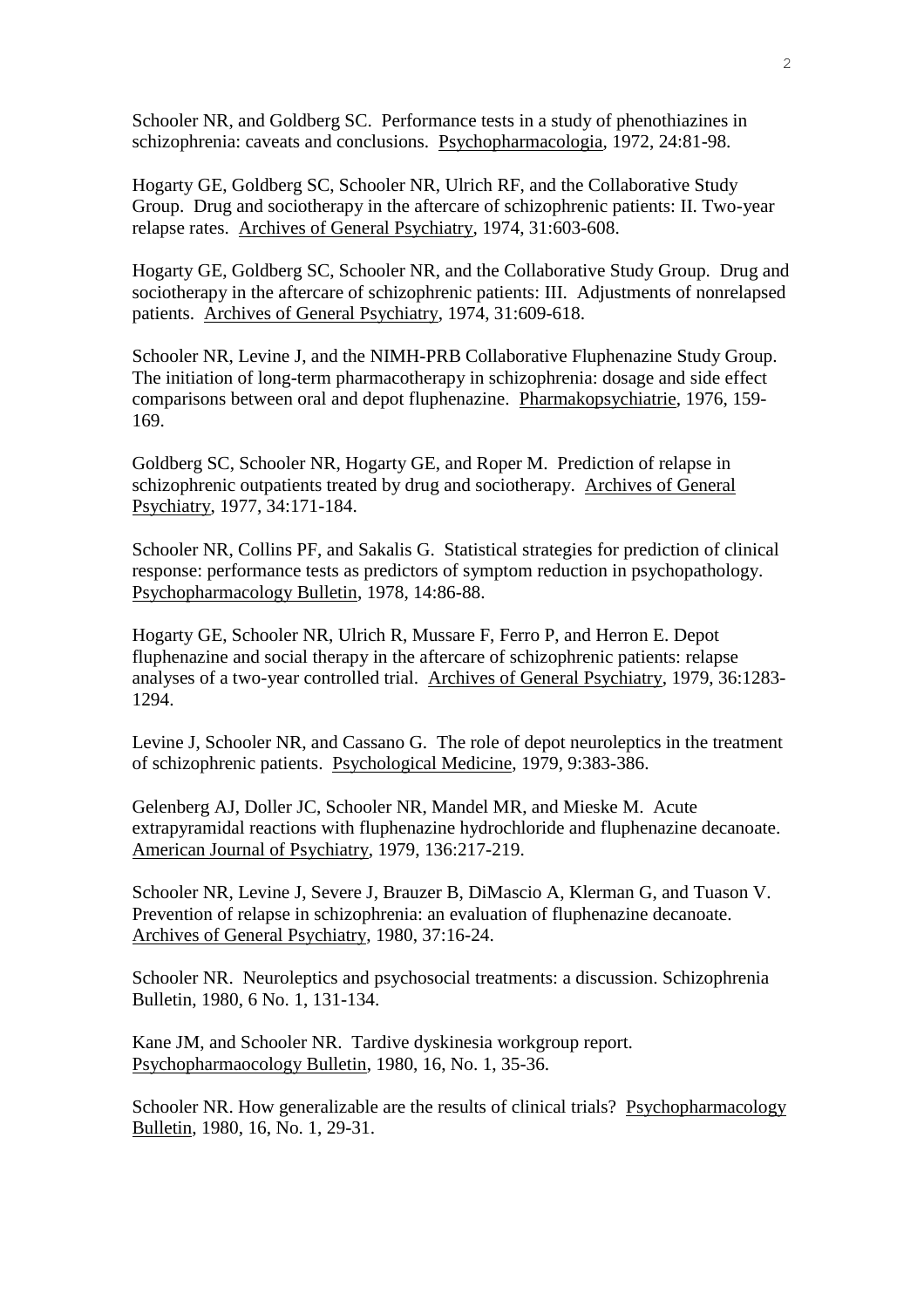Schooler NR, and Goldberg SC. Performance tests in a study of phenothiazines in schizophrenia: caveats and conclusions. Psychopharmacologia, 1972, 24:81-98.

Hogarty GE, Goldberg SC, Schooler NR, Ulrich RF, and the Collaborative Study Group. Drug and sociotherapy in the aftercare of schizophrenic patients: II. Two-year relapse rates. Archives of General Psychiatry, 1974, 31:603-608.

Hogarty GE, Goldberg SC, Schooler NR, and the Collaborative Study Group. Drug and sociotherapy in the aftercare of schizophrenic patients: III. Adjustments of nonrelapsed patients. Archives of General Psychiatry, 1974, 31:609-618.

Schooler NR, Levine J, and the NIMH-PRB Collaborative Fluphenazine Study Group. The initiation of long-term pharmacotherapy in schizophrenia: dosage and side effect comparisons between oral and depot fluphenazine. Pharmakopsychiatrie, 1976, 159-169.

Goldberg SC, Schooler NR, Hogarty GE, and Roper M. Prediction of relapse in schizophrenic outpatients treated by drug and sociotherapy. Archives of General Psychiatry, 1977, 34:171-184.

Schooler NR, Collins PF, and Sakalis G. Statistical strategies for prediction of clinical response: performance tests as predictors of symptom reduction in psychopathology. Psychopharmacology Bulletin, 1978, 14:86-88.

Hogarty GE, Schooler NR, Ulrich R, Mussare F, Ferro P, and Herron E. Depot fluphenazine and social therapy in the aftercare of schizophrenic patients: relapse analyses of a two-year controlled trial. Archives of General Psychiatry, 1979, 36:1283-1294.

Levine J, Schooler NR, and Cassano G. The role of depot neuroleptics in the treatment of schizophrenic patients. Psychological Medicine, 1979, 9:383-386.

Gelenberg AJ, Doller JC, Schooler NR, Mandel MR, and Mieske M. Acute extrapyramidal reactions with fluphenazine hydrochloride and fluphenazine decanoate. American Journal of Psychiatry, 1979, 136:217-219.

Schooler NR, Levine J, Severe J, Brauzer B, DiMascio A, Klerman G, and Tuason V. Prevention of relapse in schizophrenia: an evaluation of fluphenazine decanoate. Archives of General Psychiatry, 1980, 37:16-24.

Schooler NR. Neuroleptics and psychosocial treatments: a discussion. Schizophrenia Bulletin, 1980, 6 No. 1, 131-134.

Kane JM, and Schooler NR. Tardive dyskinesia workgroup report. Psychopharmaocology Bulletin, 1980, 16, No. 1, 35-36.

Schooler NR. How generalizable are the results of clinical trials? Psychopharmacology Bulletin, 1980, 16, No. 1, 29-31.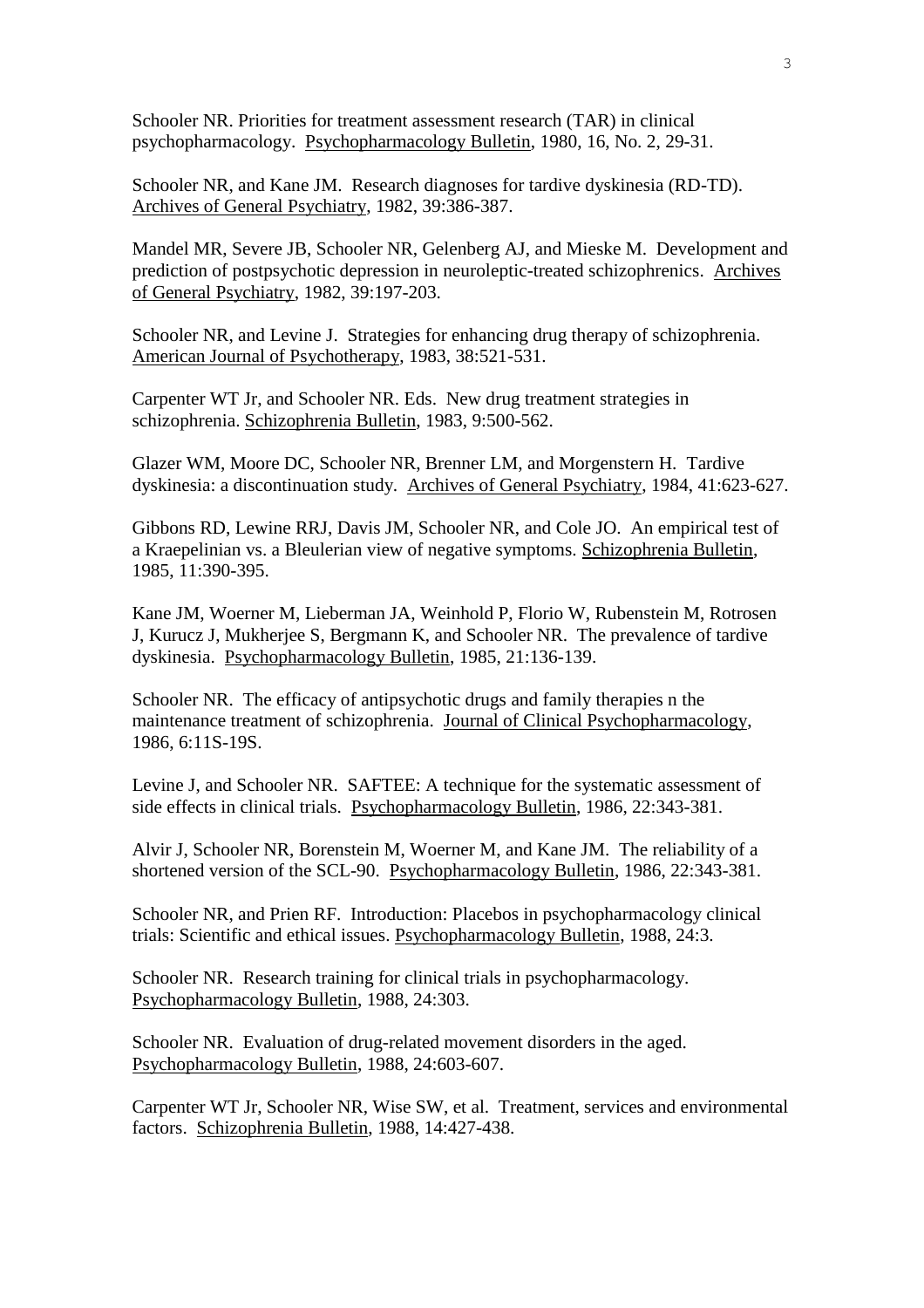Schooler NR. Priorities for treatment assessment research (TAR) in clinical psychopharmacology. Psychopharmacology Bulletin, 1980, 16, No. 2, 29-31.

Schooler NR, and Kane JM. Research diagnoses for tardive dyskinesia (RD-TD). Archives of General Psychiatry, 1982, 39:386-387.

Mandel MR, Severe JB, Schooler NR, Gelenberg AJ, and Mieske M. Development and prediction of postpsychotic depression in neuroleptic-treated schizophrenics. Archives of General Psychiatry, 1982, 39:197-203.

Schooler NR, and Levine J. Strategies for enhancing drug therapy of schizophrenia. American Journal of Psychotherapy, 1983, 38:521-531.

Carpenter WT Jr, and Schooler NR. Eds. New drug treatment strategies in schizophrenia. Schizophrenia Bulletin, 1983, 9:500-562.

Glazer WM, Moore DC, Schooler NR, Brenner LM, and Morgenstern H. Tardive dyskinesia: a discontinuation study. Archives of General Psychiatry, 1984, 41:623-627.

Gibbons RD, Lewine RRJ, Davis JM, Schooler NR, and Cole JO. An empirical test of a Kraepelinian vs. a Bleulerian view of negative symptoms. Schizophrenia Bulletin, 1985, 11:390-395.

Kane JM, Woerner M, Lieberman JA, Weinhold P, Florio W, Rubenstein M, Rotrosen J, Kurucz J, Mukherjee S, Bergmann K, and Schooler NR. The prevalence of tardive dyskinesia. Psychopharmacology Bulletin, 1985, 21:136-139.

Schooler NR. The efficacy of antipsychotic drugs and family therapies n the maintenance treatment of schizophrenia. Journal of Clinical Psychopharmacology, 1986, 6:11S-19S.

Levine J, and Schooler NR. SAFTEE: A technique for the systematic assessment of side effects in clinical trials. Psychopharmacology Bulletin, 1986, 22:343-381.

Alvir J, Schooler NR, Borenstein M, Woerner M, and Kane JM. The reliability of a shortened version of the SCL-90. Psychopharmacology Bulletin, 1986, 22:343-381.

Schooler NR, and Prien RF. Introduction: Placebos in psychopharmacology clinical trials: Scientific and ethical issues. Psychopharmacology Bulletin, 1988, 24:3.

Schooler NR. Research training for clinical trials in psychopharmacology. Psychopharmacology Bulletin, 1988, 24:303.

Schooler NR. Evaluation of drug-related movement disorders in the aged. Psychopharmacology Bulletin, 1988, 24:603-607.

Carpenter WT Jr, Schooler NR, Wise SW, et al. Treatment, services and environmental factors. Schizophrenia Bulletin, 1988, 14:427-438.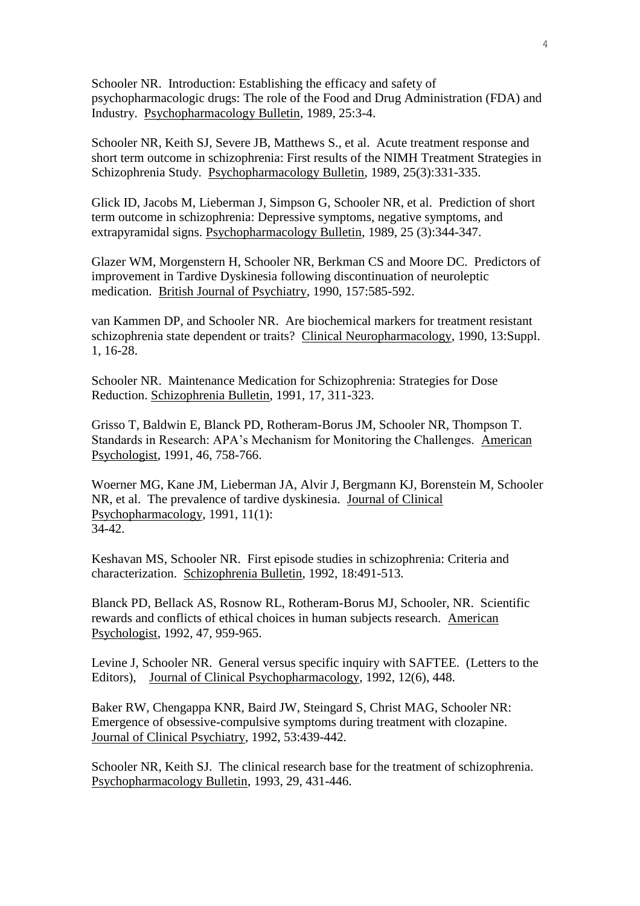Schooler NR. Introduction: Establishing the efficacy and safety of psychopharmacologic drugs: The role of the Food and Drug Administration (FDA) and Industry. Psychopharmacology Bulletin, 1989, 25:3-4.

Schooler NR, Keith SJ, Severe JB, Matthews S., et al. Acute treatment response and short term outcome in schizophrenia: First results of the NIMH Treatment Strategies in Schizophrenia Study. Psychopharmacology Bulletin, 1989, 25(3):331-335.

Glick ID, Jacobs M, Lieberman J, Simpson G, Schooler NR, et al. Prediction of short term outcome in schizophrenia: Depressive symptoms, negative symptoms, and extrapyramidal signs. Psychopharmacology Bulletin, 1989, 25 (3):344-347.

Glazer WM, Morgenstern H, Schooler NR, Berkman CS and Moore DC. Predictors of improvement in Tardive Dyskinesia following discontinuation of neuroleptic medication. British Journal of Psychiatry, 1990, 157:585-592.

van Kammen DP, and Schooler NR. Are biochemical markers for treatment resistant schizophrenia state dependent or traits? Clinical Neuropharmacology, 1990, 13:Suppl. 1, 16-28.

Schooler NR. Maintenance Medication for Schizophrenia: Strategies for Dose Reduction. Schizophrenia Bulletin, 1991, 17, 311-323.

Grisso T, Baldwin E, Blanck PD, Rotheram-Borus JM, Schooler NR, Thompson T. Standards in Research: APA's Mechanism for Monitoring the Challenges. American Psychologist, 1991, 46, 758-766.

Woerner MG, Kane JM, Lieberman JA, Alvir J, Bergmann KJ, Borenstein M, Schooler NR, et al. The prevalence of tardive dyskinesia. Journal of Clinical Psychopharmacology, 1991, 11(1): 34-42.

Keshavan MS, Schooler NR. First episode studies in schizophrenia: Criteria and characterization. Schizophrenia Bulletin, 1992, 18:491-513.

Blanck PD, Bellack AS, Rosnow RL, Rotheram-Borus MJ, Schooler, NR. Scientific rewards and conflicts of ethical choices in human subjects research. American Psychologist, 1992, 47, 959-965.

Levine J, Schooler NR. General versus specific inquiry with SAFTEE. (Letters to the Editors), Journal of Clinical Psychopharmacology, 1992, 12(6), 448.

Baker RW, Chengappa KNR, Baird JW, Steingard S, Christ MAG, Schooler NR: Emergence of obsessive-compulsive symptoms during treatment with clozapine. Journal of Clinical Psychiatry, 1992, 53:439-442.

Schooler NR, Keith SJ. The clinical research base for the treatment of schizophrenia. Psychopharmacology Bulletin, 1993, 29, 431-446.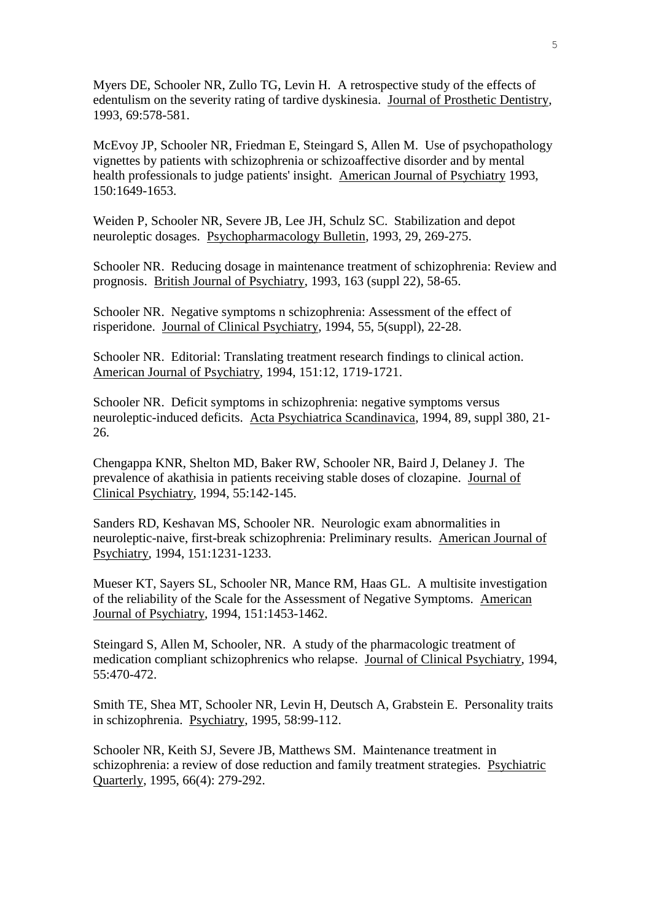Myers DE, Schooler NR, Zullo TG, Levin H. A retrospective study of the effects of edentulism on the severity rating of tardive dyskinesia. Journal of Prosthetic Dentistry, 1993, 69:578-581.

McEvoy JP, Schooler NR, Friedman E, Steingard S, Allen M. Use of psychopathology vignettes by patients with schizophrenia or schizoaffective disorder and by mental health professionals to judge patients' insight. American Journal of Psychiatry 1993, 150:1649-1653.

Weiden P, Schooler NR, Severe JB, Lee JH, Schulz SC. Stabilization and depot neuroleptic dosages. Psychopharmacology Bulletin, 1993, 29, 269-275.

Schooler NR. Reducing dosage in maintenance treatment of schizophrenia: Review and prognosis. British Journal of Psychiatry, 1993, 163 (suppl 22), 58-65.

Schooler NR. Negative symptoms n schizophrenia: Assessment of the effect of risperidone. Journal of Clinical Psychiatry, 1994, 55, 5(suppl), 22-28.

Schooler NR. Editorial: Translating treatment research findings to clinical action. American Journal of Psychiatry, 1994, 151:12, 1719-1721.

Schooler NR. Deficit symptoms in schizophrenia: negative symptoms versus neuroleptic-induced deficits. Acta Psychiatrica Scandinavica, 1994, 89, suppl 380, 21-26.

Chengappa KNR, Shelton MD, Baker RW, Schooler NR, Baird J, Delaney J. The prevalence of akathisia in patients receiving stable doses of clozapine. Journal of Clinical Psychiatry, 1994, 55:142-145.

Sanders RD, Keshavan MS, Schooler NR. Neurologic exam abnormalities in neuroleptic-naive, first-break schizophrenia: Preliminary results. American Journal of Psychiatry, 1994, 151:1231-1233.

Mueser KT, Sayers SL, Schooler NR, Mance RM, Haas GL. A multisite investigation of the reliability of the Scale for the Assessment of Negative Symptoms. American Journal of Psychiatry, 1994, 151:1453-1462.

Steingard S, Allen M, Schooler, NR. A study of the pharmacologic treatment of medication compliant schizophrenics who relapse. Journal of Clinical Psychiatry, 1994, 55:470-472.

Smith TE, Shea MT, Schooler NR, Levin H, Deutsch A, Grabstein E. Personality traits in schizophrenia. Psychiatry, 1995, 58:99-112.

Schooler NR, Keith SJ, Severe JB, Matthews SM. Maintenance treatment in schizophrenia: a review of dose reduction and family treatment strategies. Psychiatric Quarterly, 1995, 66(4): 279-292.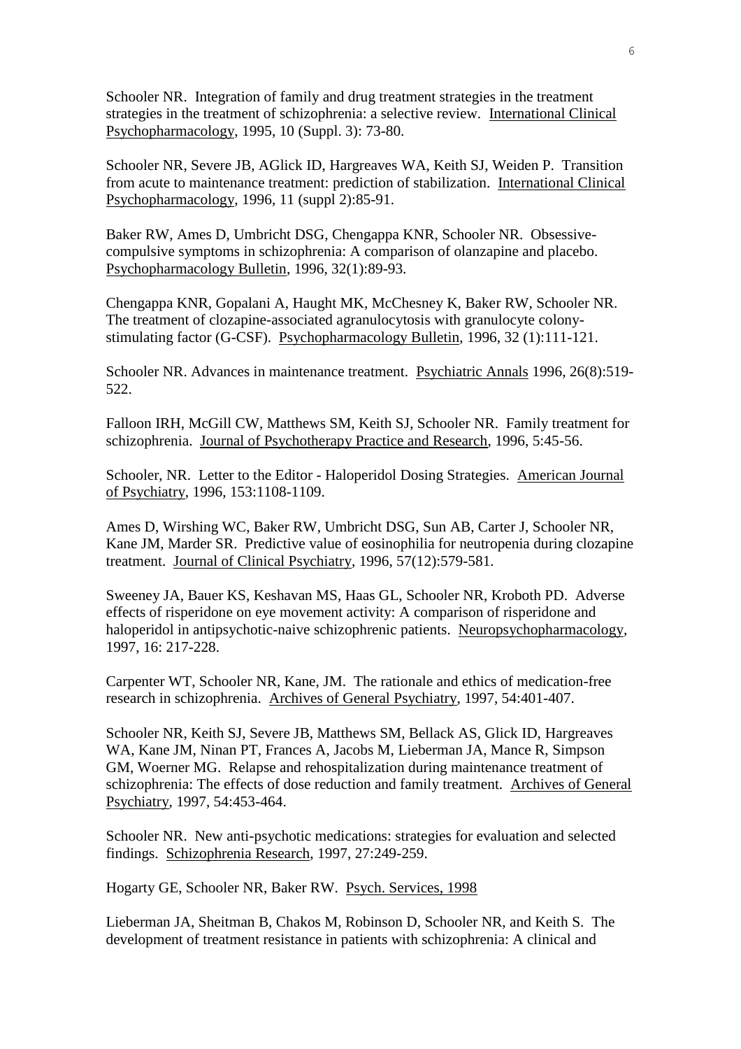Schooler NR. Integration of family and drug treatment strategies in the treatment strategies in the treatment of schizophrenia: a selective review. International Clinical Psychopharmacology, 1995, 10 (Suppl. 3): 73-80.

Schooler NR, Severe JB, AGlick ID, Hargreaves WA, Keith SJ, Weiden P. Transition from acute to maintenance treatment: prediction of stabilization. International Clinical Psychopharmacology, 1996, 11 (suppl 2):85-91.

Baker RW, Ames D, Umbricht DSG, Chengappa KNR, Schooler NR. Obsessive-compulsive symptoms in schizophrenia: A comparison of olanzapine and placebo. Psychopharmacology Bulletin, 1996, 32(1):89-93.

Chengappa KNR, Gopalani A, Haught MK, McChesney K, Baker RW, Schooler NR. The treatment of clozapine-associated agranulocytosis with granulocyte colony-stimulating factor (G-CSF). Psychopharmacology Bulletin, 1996, 32 (1):111-121.

Schooler NR. Advances in maintenance treatment. Psychiatric Annals 1996, 26(8):519-522.

Falloon IRH, McGill CW, Matthews SM, Keith SJ, Schooler NR. Family treatment for schizophrenia. Journal of Psychotherapy Practice and Research, 1996, 5:45-56.

Schooler, NR. Letter to the Editor - Haloperidol Dosing Strategies. American Journal of Psychiatry, 1996, 153:1108-1109.

Ames D, Wirshing WC, Baker RW, Umbricht DSG, Sun AB, Carter J, Schooler NR, Kane JM, Marder SR. Predictive value of eosinophilia for neutropenia during clozapine treatment. Journal of Clinical Psychiatry, 1996, 57(12):579-581.

Sweeney JA, Bauer KS, Keshavan MS, Haas GL, Schooler NR, Kroboth PD. Adverse effects of risperidone on eye movement activity: A comparison of risperidone and haloperidol in antipsychotic-naive schizophrenic patients. Neuropsychopharmacology, 1997, 16: 217-228.

Carpenter WT, Schooler NR, Kane, JM. The rationale and ethics of medication-free research in schizophrenia. Archives of General Psychiatry, 1997, 54:401-407.

Schooler NR, Keith SJ, Severe JB, Matthews SM, Bellack AS, Glick ID, Hargreaves WA, Kane JM, Ninan PT, Frances A, Jacobs M, Lieberman JA, Mance R, Simpson GM, Woerner MG. Relapse and rehospitalization during maintenance treatment of schizophrenia: The effects of dose reduction and family treatment. Archives of General Psychiatry, 1997, 54:453-464.

Schooler NR. New anti-psychotic medications: strategies for evaluation and selected findings. Schizophrenia Research, 1997, 27:249-259.

Hogarty GE, Schooler NR, Baker RW. Psych. Services, 1998

Lieberman JA, Sheitman B, Chakos M, Robinson D, Schooler NR, and Keith S. The development of treatment resistance in patients with schizophrenia: A clinical and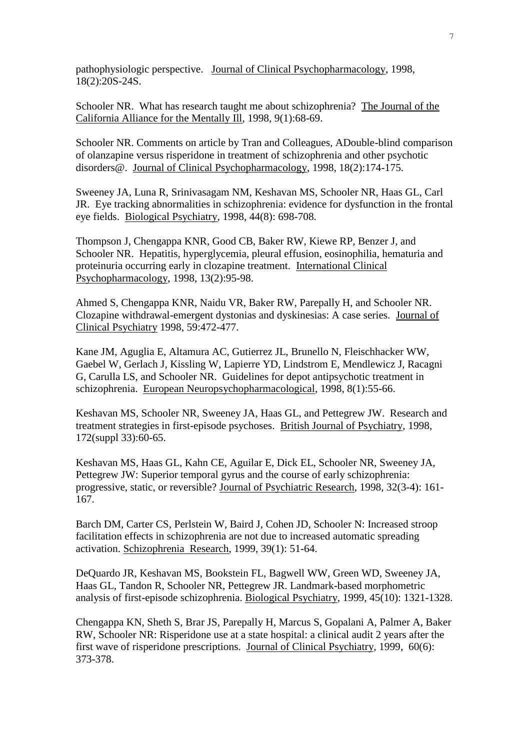pathophysiologic perspective. Journal of Clinical Psychopharmacology, 1998, 18(2):20S-24S.

Schooler NR. What has research taught me about schizophrenia? The Journal of the California Alliance for the Mentally Ill, 1998, 9(1):68-69.

Schooler NR. Comments on article by Tran and Colleagues, ADouble-blind comparison of olanzapine versus risperidone in treatment of schizophrenia and other psychotic disorders@. Journal of Clinical Psychopharmacology, 1998, 18(2):174-175.

Sweeney JA, Luna R, Srinivasagam NM, Keshavan MS, Schooler NR, Haas GL, Carl JR. Eye tracking abnormalities in schizophrenia: evidence for dysfunction in the frontal eye fields. Biological Psychiatry, 1998, 44(8): 698-708.

Thompson J, Chengappa KNR, Good CB, Baker RW, Kiewe RP, Benzer J, and Schooler NR. Hepatitis, hyperglycemia, pleural effusion, eosinophilia, hematuria and proteinuria occurring early in clozapine treatment. International Clinical Psychopharmacology, 1998, 13(2):95-98.

Ahmed S, Chengappa KNR, Naidu VR, Baker RW, Parepally H, and Schooler NR. Clozapine withdrawal-emergent dystonias and dyskinesias: A case series. Journal of Clinical Psychiatry 1998, 59:472-477.

Kane JM, Aguglia E, Altamura AC, Gutierrez JL, Brunello N, Fleischhacker WW, Gaebel W, Gerlach J, Kissling W, Lapierre YD, Lindstrom E, Mendlewicz J, Racagni G, Carulla LS, and Schooler NR. Guidelines for depot antipsychotic treatment in schizophrenia. European Neuropsychopharmacological, 1998, 8(1):55-66.

Keshavan MS, Schooler NR, Sweeney JA, Haas GL, and Pettegrew JW. Research and treatment strategies in first-episode psychoses. British Journal of Psychiatry, 1998, 172(suppl 33):60-65.

Keshavan MS, Haas GL, Kahn CE, Aguilar E, Dick EL, Schooler NR, Sweeney JA, Pettegrew JW: Superior temporal gyrus and the course of early schizophrenia: progressive, static, or reversible? Journal of Psychiatric Research, 1998, 32(3-4): 161-167.

Barch DM, Carter CS, Perlstein W, Baird J, Cohen JD, Schooler N: Increased stroop facilitation effects in schizophrenia are not due to increased automatic spreading activation. Schizophrenia Research, 1999, 39(1): 51-64.

DeQuardo JR, Keshavan MS, Bookstein FL, Bagwell WW, Green WD, Sweeney JA, Haas GL, Tandon R, Schooler NR, Pettegrew JR. Landmark-based morphometric analysis of first-episode schizophrenia. Biological Psychiatry, 1999, 45(10): 1321-1328.

Chengappa KN, Sheth S, Brar JS, Parepally H, Marcus S, Gopalani A, Palmer A, Baker RW, Schooler NR: Risperidone use at a state hospital: a clinical audit 2 years after the first wave of risperidone prescriptions. Journal of Clinical Psychiatry, 1999, 60(6): 373-378.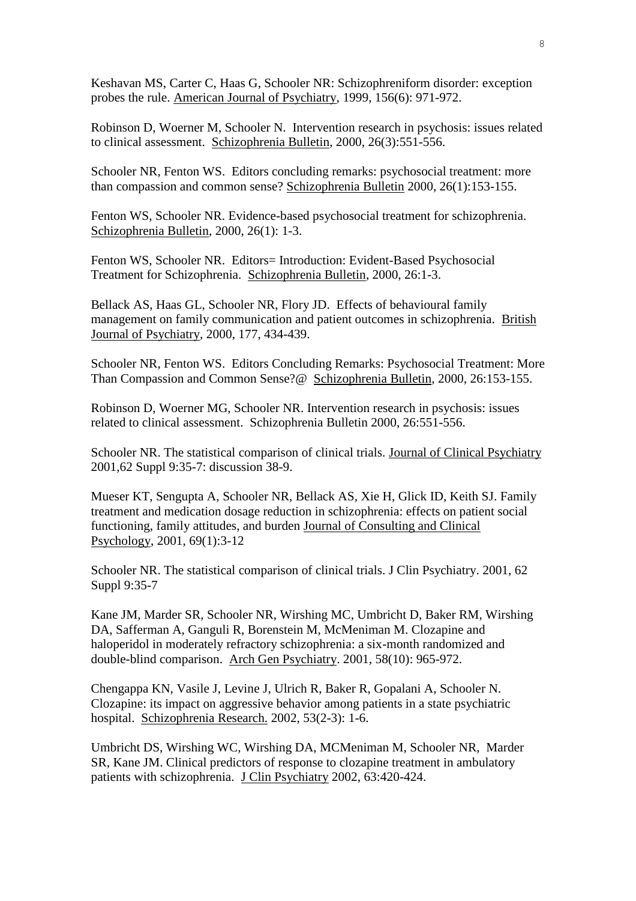Keshavan MS, Carter C, Haas G, Schooler NR: Schizophreniform disorder: exception probes the rule. American Journal of Psychiatry, 1999, 156(6): 971-972.

Robinson D, Woerner M, Schooler N. Intervention research in psychosis: issues related to clinical assessment. Schizophrenia Bulletin, 2000, 26(3):551-556.

Schooler NR, Fenton WS. Editors concluding remarks: psychosocial treatment: more than compassion and common sense? Schizophrenia Bulletin 2000, 26(1):153-155.

Fenton WS, Schooler NR. Evidence-based psychosocial treatment for schizophrenia. Schizophrenia Bulletin, 2000, 26(1): 1-3.

Fenton WS, Schooler NR. Editors= Introduction: Evident-Based Psychosocial Treatment for Schizophrenia. Schizophrenia Bulletin, 2000, 26:1-3.

Bellack AS, Haas GL, Schooler NR, Flory JD. Effects of behavioural family management on family communication and patient outcomes in schizophrenia. British Journal of Psychiatry, 2000, 177, 434-439.

Schooler NR, Fenton WS. Editors Concluding Remarks: Psychosocial Treatment: More Than Compassion and Common Sense?@ Schizophrenia Bulletin, 2000, 26:153-155.

Robinson D, Woerner MG, Schooler NR. Intervention research in psychosis: issues related to clinical assessment. Schizophrenia Bulletin 2000, 26:551-556.

Schooler NR. The statistical comparison of clinical trials. Journal of Clinical Psychiatry 2001,62 Suppl 9:35-7: discussion 38-9.

Mueser KT, Sengupta A, Schooler NR, Bellack AS, Xie H, Glick ID, Keith SJ. Family treatment and medication dosage reduction in schizophrenia: effects on patient social functioning, family attitudes, and burden Journal of Consulting and Clinical Psychology, 2001, 69(1):3-12

Schooler NR. The statistical comparison of clinical trials. J Clin Psychiatry. 2001, 62 Suppl 9:35-7

Kane JM, Marder SR, Schooler NR, Wirshing MC, Umbricht D, Baker RM, Wirshing DA, Safferman A, Ganguli R, Borenstein M, McMeniman M. Clozapine and haloperidol in moderately refractory schizophrenia: a six-month randomized and double-blind comparison. Arch Gen Psychiatry. 2001, 58(10): 965-972.

Chengappa KN, Vasile J, Levine J, Ulrich R, Baker R, Gopalani A, Schooler N. Clozapine: its impact on aggressive behavior among patients in a state psychiatric hospital. Schizophrenia Research. 2002, 53(2-3): 1-6.

Umbricht DS, Wirshing WC, Wirshing DA, MCMeniman M, Schooler NR, Marder SR, Kane JM. Clinical predictors of response to clozapine treatment in ambulatory patients with schizophrenia. J Clin Psychiatry 2002, 63:420-424.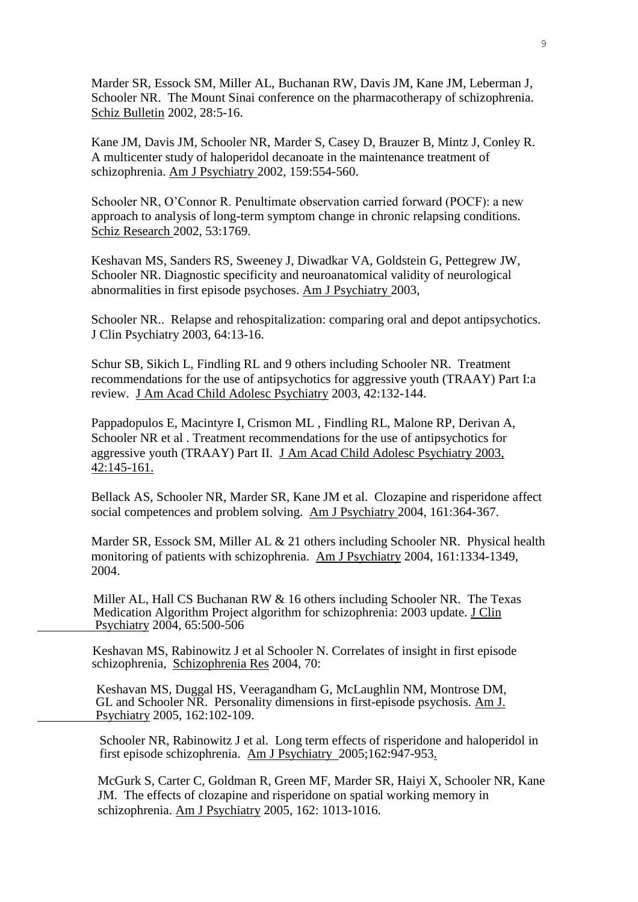Marder SR, Essock SM, Miller AL, Buchanan RW, Davis JM, Kane JM, Leberman J, Schooler NR. The Mount Sinai conference on the pharmacotherapy of schizophrenia. Schiz Bulletin 2002, 28:5-16.

Kane JM, Davis JM, Schooler NR, Marder S, Casey D, Brauzer B, Mintz J, Conley R. A multicenter study of haloperidol decanoate in the maintenance treatment of schizophrenia. Am J Psychiatry 2002, 159:554-560.

Schooler NR, O'Connor R. Penultimate observation carried forward (POCF): a new approach to analysis of long-term symptom change in chronic relapsing conditions. Schiz Research 2002, 53:1769.

Keshavan MS, Sanders RS, Sweeney J, Diwadkar VA, Goldstein G, Pettegrew JW, Schooler NR. Diagnostic specificity and neuroanatomical validity of neurological abnormalities in first episode psychoses. Am J Psychiatry 2003,

Schooler NR.. Relapse and rehospitalization: comparing oral and depot antipsychotics. J Clin Psychiatry 2003, 64:13-16.

Schur SB, Sikich L, Findling RL and 9 others including Schooler NR. Treatment recommendations for the use of antipsychotics for aggressive youth (TRAAY) Part I:a review. J Am Acad Child Adolesc Psychiatry 2003, 42:132-144.

Pappadopulos E, Macintyre I, Crismon ML , Findling RL, Malone RP, Derivan A, Schooler NR et al . Treatment recommendations for the use of antipsychotics for aggressive youth (TRAAY) Part II. J Am Acad Child Adolesc Psychiatry 2003, 42:145-161.

Bellack AS, Schooler NR, Marder SR, Kane JM et al. Clozapine and risperidone affect social competences and problem solving. Am J Psychiatry 2004, 161:364-367.

Marder SR, Essock SM, Miller AL & 21 others including Schooler NR. Physical health monitoring of patients with schizophrenia. Am J Psychiatry 2004, 161:1334-1349, 2004.

Miller AL, Hall CS Buchanan RW & 16 others including Schooler NR. The Texas Medication Algorithm Project algorithm for schizophrenia: 2003 update. J Clin Psychiatry 2004, 65:500-506

Keshavan MS, Rabinowitz J et al Schooler N. Correlates of insight in first episode schizophrenia, Schizophrenia Res 2004, 70:

Keshavan MS, Duggal HS, Veeragandham G, McLaughlin NM, Montrose DM, GL and Schooler NR. Personality dimensions in first-episode psychosis. Am J. Psychiatry 2005, 162:102-109.

Schooler NR, Rabinowitz J et al. Long term effects of risperidone and haloperidol in first episode schizophrenia. Am J Psychiatry 2005;162:947-953.

McGurk S, Carter C, Goldman R, Green MF, Marder SR, Haiyi X, Schooler NR, Kane JM. The effects of clozapine and risperidone on spatial working memory in schizophrenia. Am J Psychiatry 2005, 162: 1013-1016.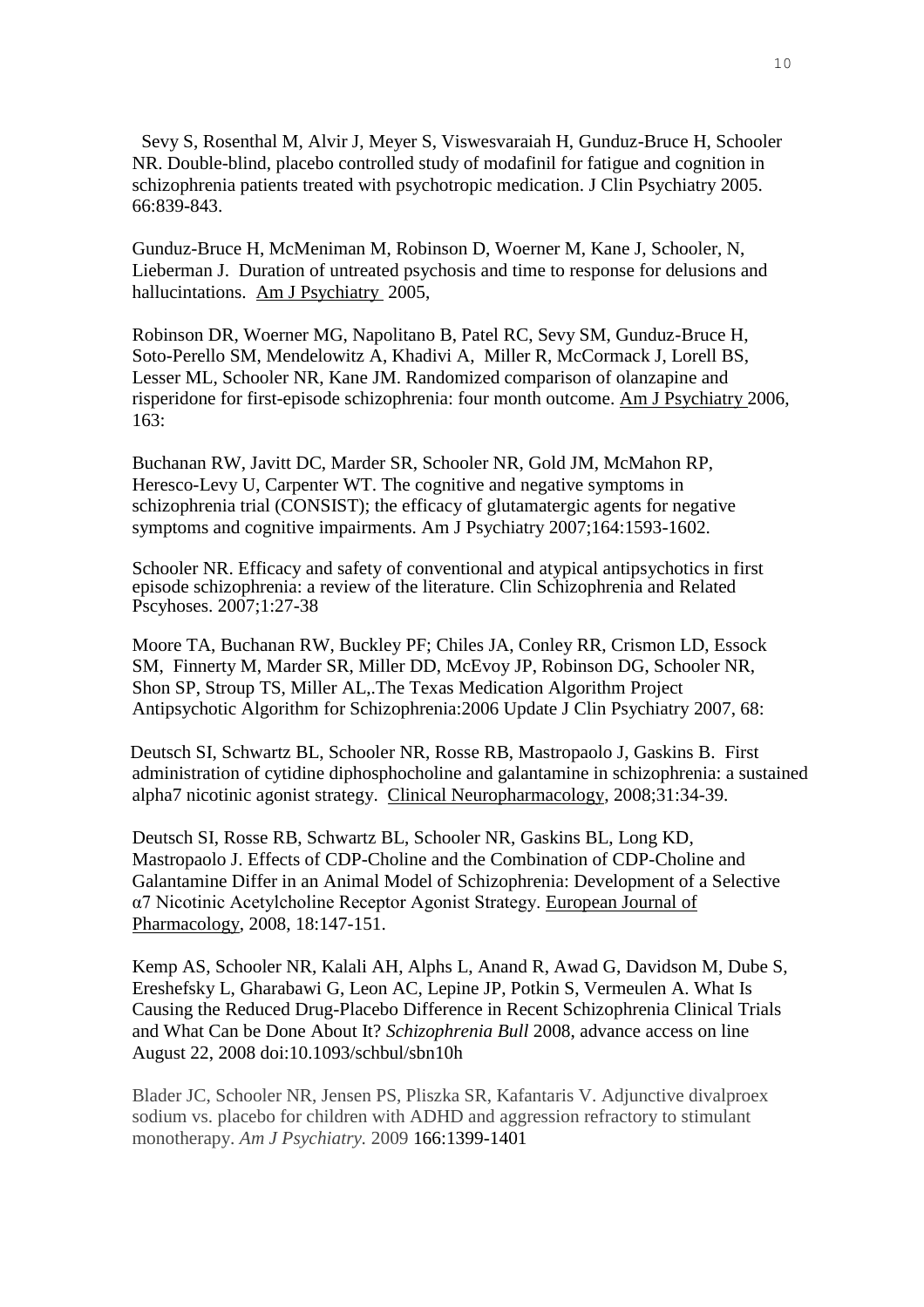Sevy S, Rosenthal M, Alvir J, Meyer S, Viswesvaraiah H, Gunduz-Bruce H, Schooler NR. Double-blind, placebo controlled study of modafinil for fatigue and cognition in schizophrenia patients treated with psychotropic medication. J Clin Psychiatry 2005. 66:839-843.

Gunduz-Bruce H, McMeniman M, Robinson D, Woerner M, Kane J, Schooler, N, Lieberman J. Duration of untreated psychosis and time to response for delusions and hallucintations. Am J Psychiatry 2005,

Robinson DR, Woerner MG, Napolitano B, Patel RC, Sevy SM, Gunduz-Bruce H, Soto-Perello SM, Mendelowitz A, Khadivi A, Miller R, McCormack J, Lorell BS, Lesser ML, Schooler NR, Kane JM. Randomized comparison of olanzapine and risperidone for first-episode schizophrenia: four month outcome. Am J Psychiatry 2006, 163:

Buchanan RW, Javitt DC, Marder SR, Schooler NR, Gold JM, McMahon RP, Heresco-Levy U, Carpenter WT. The cognitive and negative symptoms in schizophrenia trial (CONSIST); the efficacy of glutamatergic agents for negative symptoms and cognitive impairments. Am J Psychiatry 2007;164:1593-1602.

Schooler NR. Efficacy and safety of conventional and atypical antipsychotics in first episode schizophrenia: a review of the literature. Clin Schizophrenia and Related Pscyhoses. 2007;1:27-38

Moore TA, Buchanan RW, Buckley PF; Chiles JA, Conley RR, Crismon LD, Essock SM, Finnerty M, Marder SR, Miller DD, McEvoy JP, Robinson DG, Schooler NR, Shon SP, Stroup TS, Miller AL,.The Texas Medication Algorithm Project Antipsychotic Algorithm for Schizophrenia:2006 Update J Clin Psychiatry 2007, 68:

Deutsch SI, Schwartz BL, Schooler NR, Rosse RB, Mastropaolo J, Gaskins B. First administration of cytidine diphosphocholine and galantamine in schizophrenia: a sustained alpha7 nicotinic agonist strategy. Clinical Neuropharmacology, 2008;31:34-39.

Deutsch SI, Rosse RB, Schwartz BL, Schooler NR, Gaskins BL, Long KD, Mastropaolo J. Effects of CDP-Choline and the Combination of CDP-Choline and Galantamine Differ in an Animal Model of Schizophrenia: Development of a Selective α7 Nicotinic Acetylcholine Receptor Agonist Strategy. European Journal of Pharmacology, 2008, 18:147-151.

Kemp AS, Schooler NR, Kalali AH, Alphs L, Anand R, Awad G, Davidson M, Dube S, Ereshefsky L, Gharabawi G, Leon AC, Lepine JP, Potkin S, Vermeulen A. What Is Causing the Reduced Drug-Placebo Difference in Recent Schizophrenia Clinical Trials and What Can be Done About It? *Schizophrenia Bull* 2008, advance access on line August 22, 2008 doi:10.1093/schbul/sbn10h

Blader JC, Schooler NR, Jensen PS, Pliszka SR, Kafantaris V. Adjunctive divalproex sodium vs. placebo for children with ADHD and aggression refractory to stimulant monotherapy. *Am J Psychiatry.* 2009 166:1399-1401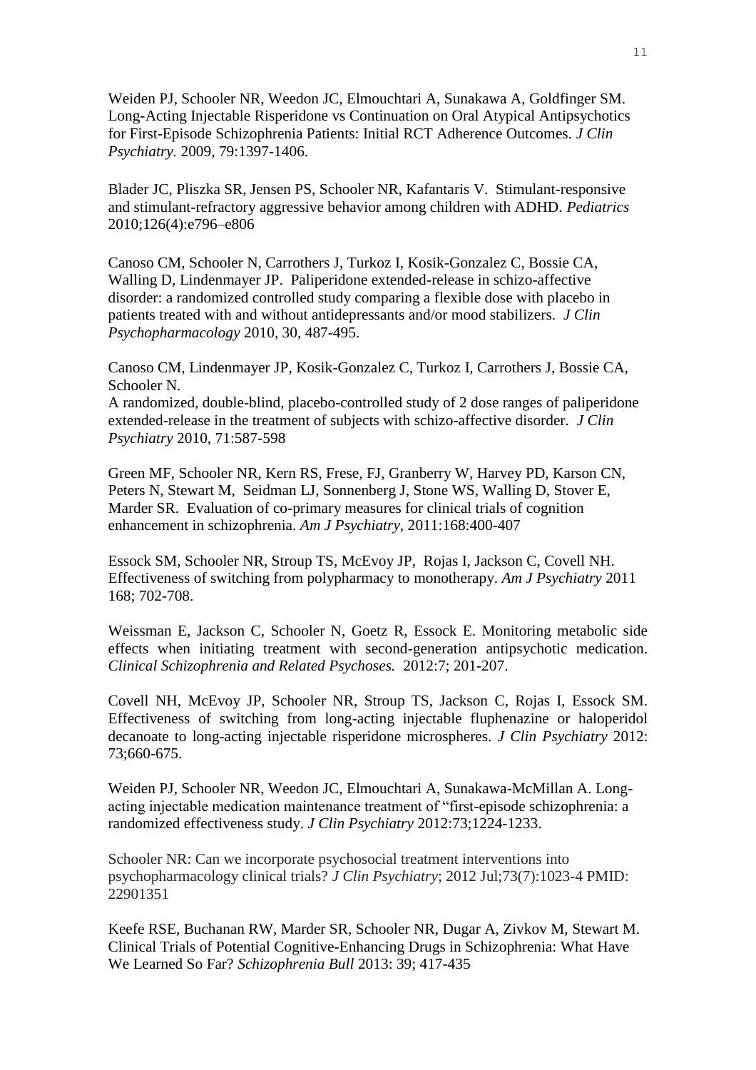Weiden PJ, Schooler NR, Weedon JC, Elmouchtari A, Sunakawa A, Goldfinger SM. Long-Acting Injectable Risperidone vs Continuation on Oral Atypical Antipsychotics for First-Episode Schizophrenia Patients: Initial RCT Adherence Outcomes. *J Clin Psychiatry.* 2009, 79:1397-1406.

Blader JC, Pliszka SR, Jensen PS, Schooler NR, Kafantaris V. Stimulant-responsive and stimulant-refractory aggressive behavior among children with ADHD. *Pediatrics* 2010;126(4):e796–e806

Canoso CM, Schooler N, Carrothers J, Turkoz I, Kosik-Gonzalez C, Bossie CA, Walling D, Lindenmayer JP. Paliperidone extended-release in schizo-affective disorder: a randomized controlled study comparing a flexible dose with placebo in patients treated with and without antidepressants and/or mood stabilizers. *J Clin Psychopharmacology* 2010, 30, 487-495.

Canoso CM, Lindenmayer JP, Kosik-Gonzalez C, Turkoz I, Carrothers J, Bossie CA, Schooler N.
A randomized, double-blind, placebo-controlled study of 2 dose ranges of paliperidone extended-release in the treatment of subjects with schizo-affective disorder. *J Clin Psychiatry* 2010, 71:587-598

Green MF, Schooler NR, Kern RS, Frese, FJ, Granberry W, Harvey PD, Karson CN, Peters N, Stewart M, Seidman LJ, Sonnenberg J, Stone WS, Walling D, Stover E, Marder SR. Evaluation of co-primary measures for clinical trials of cognition enhancement in schizophrenia. *Am J Psychiatry,* 2011:168:400-407

Essock SM, Schooler NR, Stroup TS, McEvoy JP, Rojas I, Jackson C, Covell NH. Effectiveness of switching from polypharmacy to monotherapy. *Am J Psychiatry* 2011 168; 702-708.

Weissman E, Jackson C, Schooler N, Goetz R, Essock E. Monitoring metabolic side effects when initiating treatment with second-generation antipsychotic medication. *Clinical Schizophrenia and Related Psychoses.* 2012:7; 201-207.

Covell NH, McEvoy JP, Schooler NR, Stroup TS, Jackson C, Rojas I, Essock SM. Effectiveness of switching from long-acting injectable fluphenazine or haloperidol decanoate to long-acting injectable risperidone microspheres. *J Clin Psychiatry* 2012: 73;660-675.

Weiden PJ, Schooler NR, Weedon JC, Elmouchtari A, Sunakawa-McMillan A. Long-acting injectable medication maintenance treatment of "first-episode schizophrenia: a randomized effectiveness study. *J Clin Psychiatry* 2012:73;1224-1233.

Schooler NR: Can we incorporate psychosocial treatment interventions into psychopharmacology clinical trials? *J Clin Psychiatry*; 2012 Jul;73(7):1023-4 PMID: 22901351

Keefe RSE, Buchanan RW, Marder SR, Schooler NR, Dugar A, Zivkov M, Stewart M. Clinical Trials of Potential Cognitive-Enhancing Drugs in Schizophrenia: What Have We Learned So Far? *Schizophrenia Bull* 2013: 39; 417-435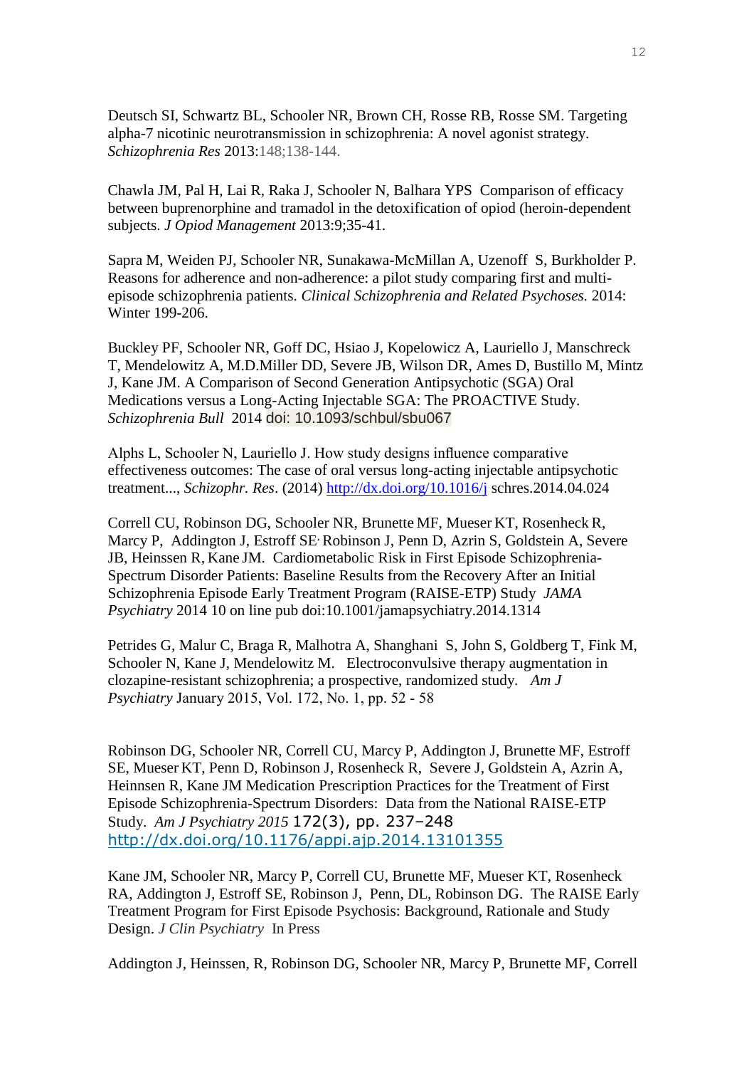Deutsch SI, Schwartz BL, Schooler NR, Brown CH, Rosse RB, Rosse SM. Targeting alpha-7 nicotinic neurotransmission in schizophrenia: A novel agonist strategy. *Schizophrenia Res* 2013:148;138-144.

Chawla JM, Pal H, Lai R, Raka J, Schooler N, Balhara YPS Comparison of efficacy between buprenorphine and tramadol in the detoxification of opiod (heroin-dependent subjects. *J Opiod Management* 2013:9;35-41.

Sapra M, Weiden PJ, Schooler NR, Sunakawa-McMillan A, Uzenoff S, Burkholder P. Reasons for adherence and non-adherence: a pilot study comparing first and multi-episode schizophrenia patients. *Clinical Schizophrenia and Related Psychoses.* 2014: Winter 199-206.

Buckley PF, Schooler NR, Goff DC, Hsiao J, Kopelowicz A, Lauriello J, Manschreck T, Mendelowitz A, M.D.Miller DD, Severe JB, Wilson DR, Ames D, Bustillo M, Mintz J, Kane JM. A Comparison of Second Generation Antipsychotic (SGA) Oral Medications versus a Long-Acting Injectable SGA: The PROACTIVE Study. *Schizophrenia Bull* 2014 doi: 10.1093/schbul/sbu067

Alphs L, Schooler N, Lauriello J. How study designs influence comparative effectiveness outcomes: The case of oral versus long-acting injectable antipsychotic treatment..., *Schizophr. Res*. (2014) http://dx.doi.org/10.1016/j schres.2014.04.024

Correll CU, Robinson DG, Schooler NR, Brunette MF, Mueser KT, Rosenheck R, Marcy P, Addington J, Estroff SE, Robinson J, Penn D, Azrin S, Goldstein A, Severe JB, Heinssen R, Kane JM. Cardiometabolic Risk in First Episode Schizophrenia-Spectrum Disorder Patients: Baseline Results from the Recovery After an Initial Schizophrenia Episode Early Treatment Program (RAISE-ETP) Study *JAMA Psychiatry* 2014 10 on line pub doi:10.1001/jamapsychiatry.2014.1314

Petrides G, Malur C, Braga R, Malhotra A, Shanghani S, John S, Goldberg T, Fink M, Schooler N, Kane J, Mendelowitz M. Electroconvulsive therapy augmentation in clozapine-resistant schizophrenia; a prospective, randomized study. *Am J Psychiatry* January 2015, Vol. 172, No. 1, pp. 52 - 58

Robinson DG, Schooler NR, Correll CU, Marcy P, Addington J, Brunette MF, Estroff SE, Mueser KT, Penn D, Robinson J, Rosenheck R, Severe J, Goldstein A, Azrin A, Heinnsen R, Kane JM Medication Prescription Practices for the Treatment of First Episode Schizophrenia-Spectrum Disorders: Data from the National RAISE-ETP Study. *Am J Psychiatry 2015* 172(3), pp. 237–248 http://dx.doi.org/10.1176/appi.ajp.2014.13101355

Kane JM, Schooler NR, Marcy P, Correll CU, Brunette MF, Mueser KT, Rosenheck RA, Addington J, Estroff SE, Robinson J, Penn, DL, Robinson DG. The RAISE Early Treatment Program for First Episode Psychosis: Background, Rationale and Study Design. *J Clin Psychiatry* In Press

Addington J, Heinssen, R, Robinson DG, Schooler NR, Marcy P, Brunette MF, Correll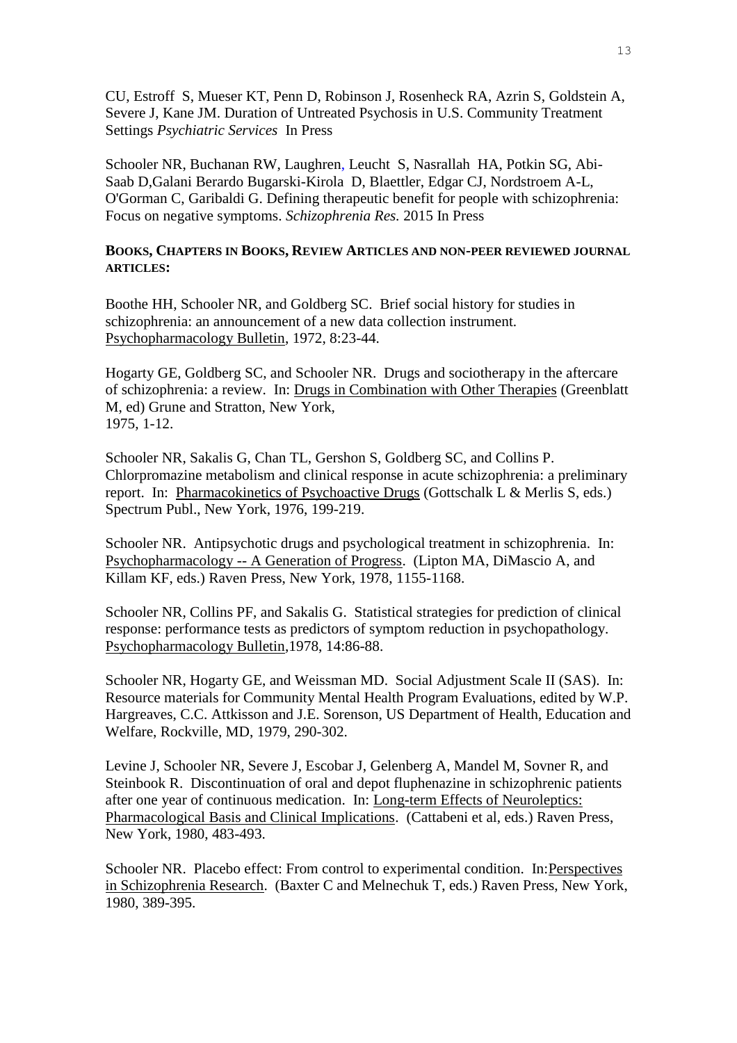CU, Estroff S, Mueser KT, Penn D, Robinson J, Rosenheck RA, Azrin S, Goldstein A, Severe J, Kane JM. Duration of Untreated Psychosis in U.S. Community Treatment Settings *Psychiatric Services* In Press

Schooler NR, Buchanan RW, Laughren, Leucht S, Nasrallah HA, Potkin SG, Abi-Saab D,Galani Berardo Bugarski-Kirola D, Blaettler, Edgar CJ, Nordstroem A-L, O'Gorman C, Garibaldi G. Defining therapeutic benefit for people with schizophrenia: Focus on negative symptoms. *Schizophrenia Res.* 2015 In Press

**BOOKS, CHAPTERS IN BOOKS, REVIEW ARTICLES AND NON-PEER REVIEWED JOURNAL ARTICLES:**

Boothe HH, Schooler NR, and Goldberg SC. Brief social history for studies in schizophrenia: an announcement of a new data collection instrument. Psychopharmacology Bulletin, 1972, 8:23-44.

Hogarty GE, Goldberg SC, and Schooler NR. Drugs and sociotherapy in the aftercare of schizophrenia: a review. In: Drugs in Combination with Other Therapies (Greenblatt M, ed) Grune and Stratton, New York, 1975, 1-12.

Schooler NR, Sakalis G, Chan TL, Gershon S, Goldberg SC, and Collins P. Chlorpromazine metabolism and clinical response in acute schizophrenia: a preliminary report. In: Pharmacokinetics of Psychoactive Drugs (Gottschalk L & Merlis S, eds.) Spectrum Publ., New York, 1976, 199-219.

Schooler NR. Antipsychotic drugs and psychological treatment in schizophrenia. In: Psychopharmacology -- A Generation of Progress. (Lipton MA, DiMascio A, and Killam KF, eds.) Raven Press, New York, 1978, 1155-1168.

Schooler NR, Collins PF, and Sakalis G. Statistical strategies for prediction of clinical response: performance tests as predictors of symptom reduction in psychopathology. Psychopharmacology Bulletin,1978, 14:86-88.

Schooler NR, Hogarty GE, and Weissman MD. Social Adjustment Scale II (SAS). In: Resource materials for Community Mental Health Program Evaluations, edited by W.P. Hargreaves, C.C. Attkisson and J.E. Sorenson, US Department of Health, Education and Welfare, Rockville, MD, 1979, 290-302.

Levine J, Schooler NR, Severe J, Escobar J, Gelenberg A, Mandel M, Sovner R, and Steinbook R. Discontinuation of oral and depot fluphenazine in schizophrenic patients after one year of continuous medication. In: Long-term Effects of Neuroleptics: Pharmacological Basis and Clinical Implications. (Cattabeni et al, eds.) Raven Press, New York, 1980, 483-493.

Schooler NR. Placebo effect: From control to experimental condition. In:Perspectives in Schizophrenia Research. (Baxter C and Melnechuk T, eds.) Raven Press, New York, 1980, 389-395.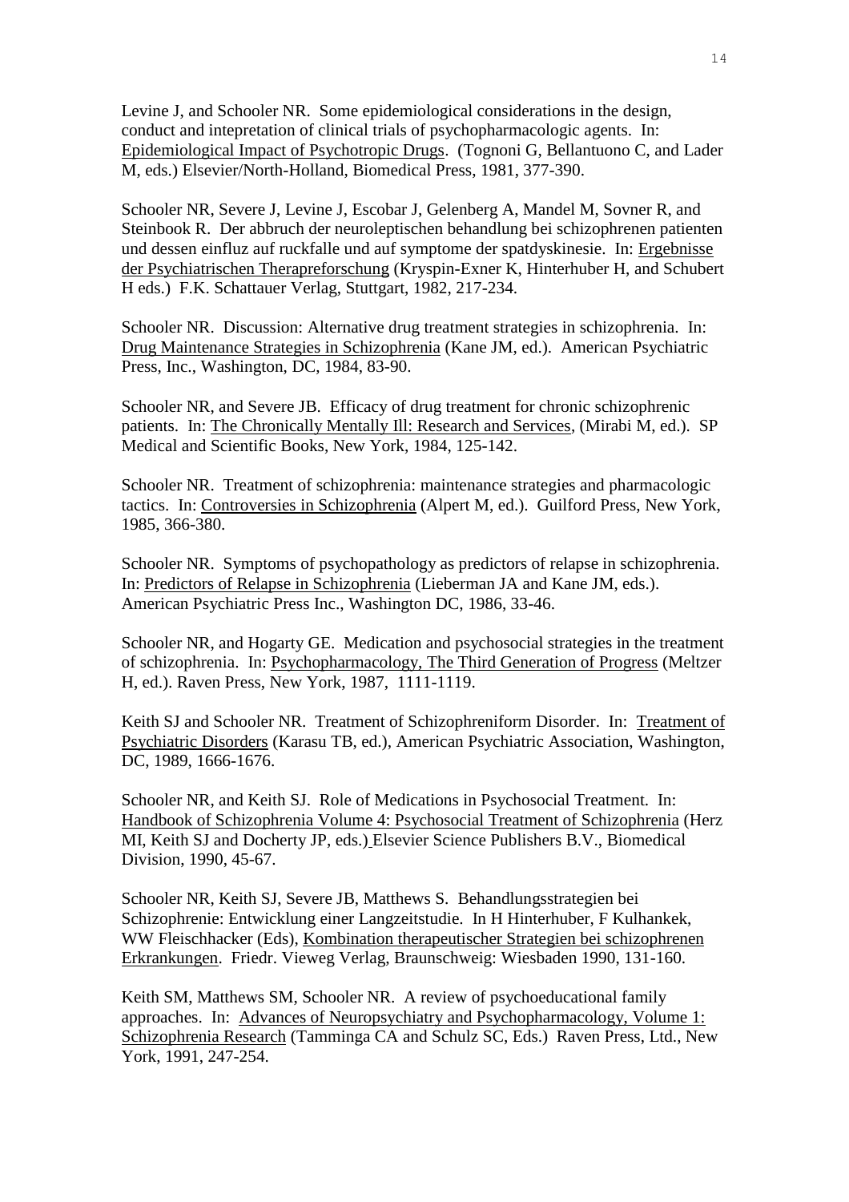Levine J, and Schooler NR. Some epidemiological considerations in the design, conduct and intepretation of clinical trials of psychopharmacologic agents. In: Epidemiological Impact of Psychotropic Drugs. (Tognoni G, Bellantuono C, and Lader M, eds.) Elsevier/North-Holland, Biomedical Press, 1981, 377-390.

Schooler NR, Severe J, Levine J, Escobar J, Gelenberg A, Mandel M, Sovner R, and Steinbook R. Der abbruch der neuroleptischen behandlung bei schizophrenen patienten und dessen einfluz auf ruckfalle und auf symptome der spatdyskinesie. In: Ergebnisse der Psychiatrischen Therapreforschung (Kryspin-Exner K, Hinterhuber H, and Schubert H eds.) F.K. Schattauer Verlag, Stuttgart, 1982, 217-234.

Schooler NR. Discussion: Alternative drug treatment strategies in schizophrenia. In: Drug Maintenance Strategies in Schizophrenia (Kane JM, ed.). American Psychiatric Press, Inc., Washington, DC, 1984, 83-90.

Schooler NR, and Severe JB. Efficacy of drug treatment for chronic schizophrenic patients. In: The Chronically Mentally Ill: Research and Services, (Mirabi M, ed.). SP Medical and Scientific Books, New York, 1984, 125-142.

Schooler NR. Treatment of schizophrenia: maintenance strategies and pharmacologic tactics. In: Controversies in Schizophrenia (Alpert M, ed.). Guilford Press, New York, 1985, 366-380.

Schooler NR. Symptoms of psychopathology as predictors of relapse in schizophrenia. In: Predictors of Relapse in Schizophrenia (Lieberman JA and Kane JM, eds.). American Psychiatric Press Inc., Washington DC, 1986, 33-46.

Schooler NR, and Hogarty GE. Medication and psychosocial strategies in the treatment of schizophrenia. In: Psychopharmacology, The Third Generation of Progress (Meltzer H, ed.). Raven Press, New York, 1987, 1111-1119.

Keith SJ and Schooler NR. Treatment of Schizophreniform Disorder. In: Treatment of Psychiatric Disorders (Karasu TB, ed.), American Psychiatric Association, Washington, DC, 1989, 1666-1676.

Schooler NR, and Keith SJ. Role of Medications in Psychosocial Treatment. In: Handbook of Schizophrenia Volume 4: Psychosocial Treatment of Schizophrenia (Herz MI, Keith SJ and Docherty JP, eds.) Elsevier Science Publishers B.V., Biomedical Division, 1990, 45-67.

Schooler NR, Keith SJ, Severe JB, Matthews S. Behandlungsstrategien bei Schizophrenie: Entwicklung einer Langzeitstudie. In H Hinterhuber, F Kulhankek, WW Fleischhacker (Eds), Kombination therapeutischer Strategien bei schizophrenen Erkrankungen. Friedr. Vieweg Verlag, Braunschweig: Wiesbaden 1990, 131-160.

Keith SM, Matthews SM, Schooler NR. A review of psychoeducational family approaches. In: Advances of Neuropsychiatry and Psychopharmacology, Volume 1: Schizophrenia Research (Tamminga CA and Schulz SC, Eds.) Raven Press, Ltd., New York, 1991, 247-254.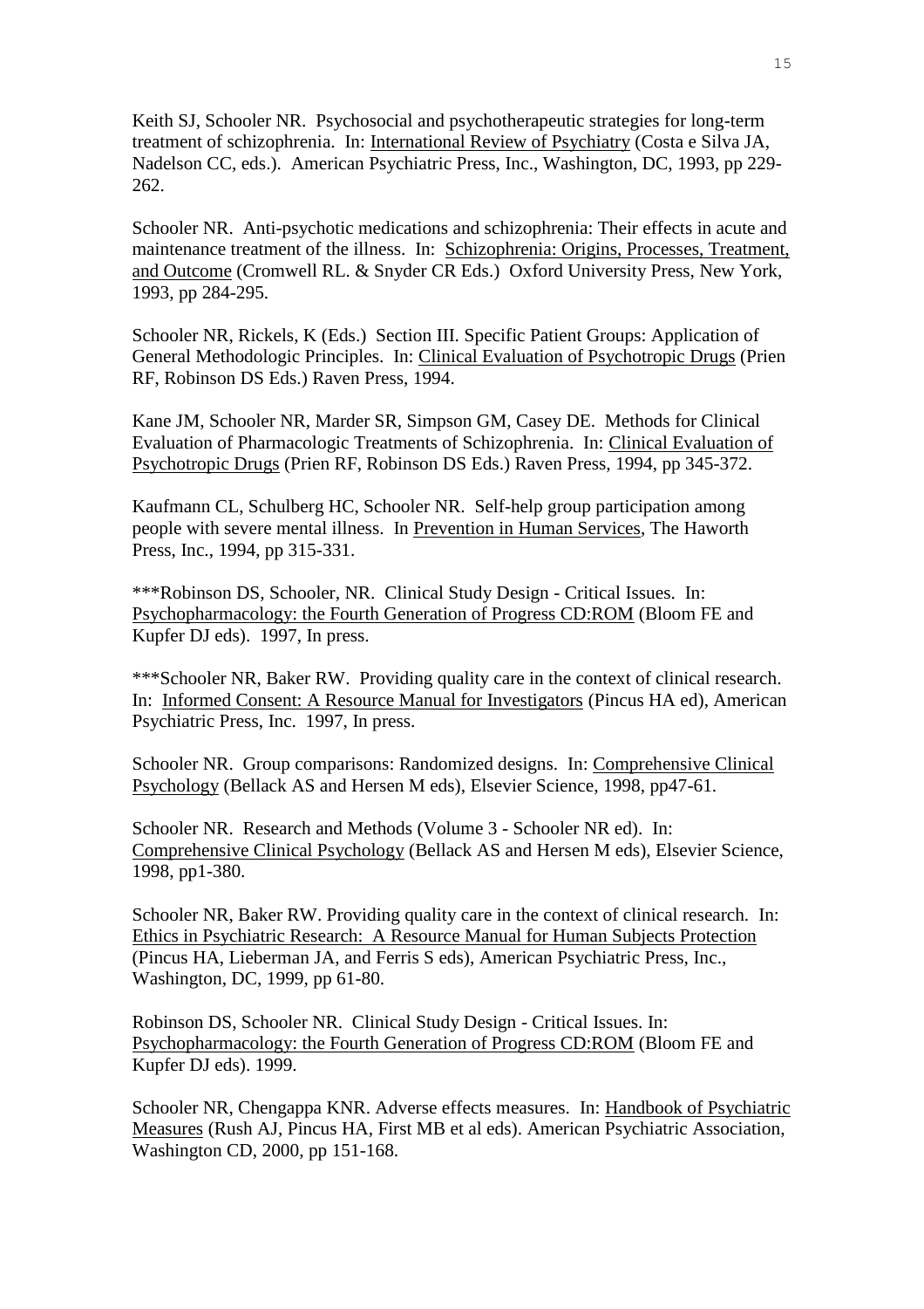Keith SJ, Schooler NR. Psychosocial and psychotherapeutic strategies for long-term treatment of schizophrenia. In: <u>International Review of Psychiatry</u> (Costa e Silva JA, Nadelson CC, eds.). American Psychiatric Press, Inc., Washington, DC, 1993, pp 229-262.

Schooler NR. Anti-psychotic medications and schizophrenia: Their effects in acute and maintenance treatment of the illness. In: <u>Schizophrenia: Origins, Processes, Treatment, and Outcome</u> (Cromwell RL. & Snyder CR Eds.) Oxford University Press, New York, 1993, pp 284-295.

Schooler NR, Rickels, K (Eds.) Section III. Specific Patient Groups: Application of General Methodologic Principles. In: <u>Clinical Evaluation of Psychotropic Drugs</u> (Prien RF, Robinson DS Eds.) Raven Press, 1994.

Kane JM, Schooler NR, Marder SR, Simpson GM, Casey DE. Methods for Clinical Evaluation of Pharmacologic Treatments of Schizophrenia. In: <u>Clinical Evaluation of Psychotropic Drugs</u> (Prien RF, Robinson DS Eds.) Raven Press, 1994, pp 345-372.

Kaufmann CL, Schulberg HC, Schooler NR. Self-help group participation among people with severe mental illness. In <u>Prevention in Human Services</u>, The Haworth Press, Inc., 1994, pp 315-331.

***Robinson DS, Schooler, NR. Clinical Study Design - Critical Issues. In: <u>Psychopharmacology: the Fourth Generation of Progress CD:ROM</u> (Bloom FE and Kupfer DJ eds). 1997, In press.

***Schooler NR, Baker RW. Providing quality care in the context of clinical research. In: <u>Informed Consent: A Resource Manual for Investigators</u> (Pincus HA ed), American Psychiatric Press, Inc. 1997, In press.

Schooler NR. Group comparisons: Randomized designs. In: <u>Comprehensive Clinical Psychology</u> (Bellack AS and Hersen M eds), Elsevier Science, 1998, pp47-61.

Schooler NR. Research and Methods (Volume 3 - Schooler NR ed). In: <u>Comprehensive Clinical Psychology</u> (Bellack AS and Hersen M eds), Elsevier Science, 1998, pp1-380.

Schooler NR, Baker RW. Providing quality care in the context of clinical research. In: <u>Ethics in Psychiatric Research: A Resource Manual for Human Subjects Protection</u> (Pincus HA, Lieberman JA, and Ferris S eds), American Psychiatric Press, Inc., Washington, DC, 1999, pp 61-80.

Robinson DS, Schooler NR. Clinical Study Design - Critical Issues. In: <u>Psychopharmacology: the Fourth Generation of Progress CD:ROM</u> (Bloom FE and Kupfer DJ eds). 1999.

Schooler NR, Chengappa KNR. Adverse effects measures. In: <u>Handbook of Psychiatric Measures</u> (Rush AJ, Pincus HA, First MB et al eds). American Psychiatric Association, Washington CD, 2000, pp 151-168.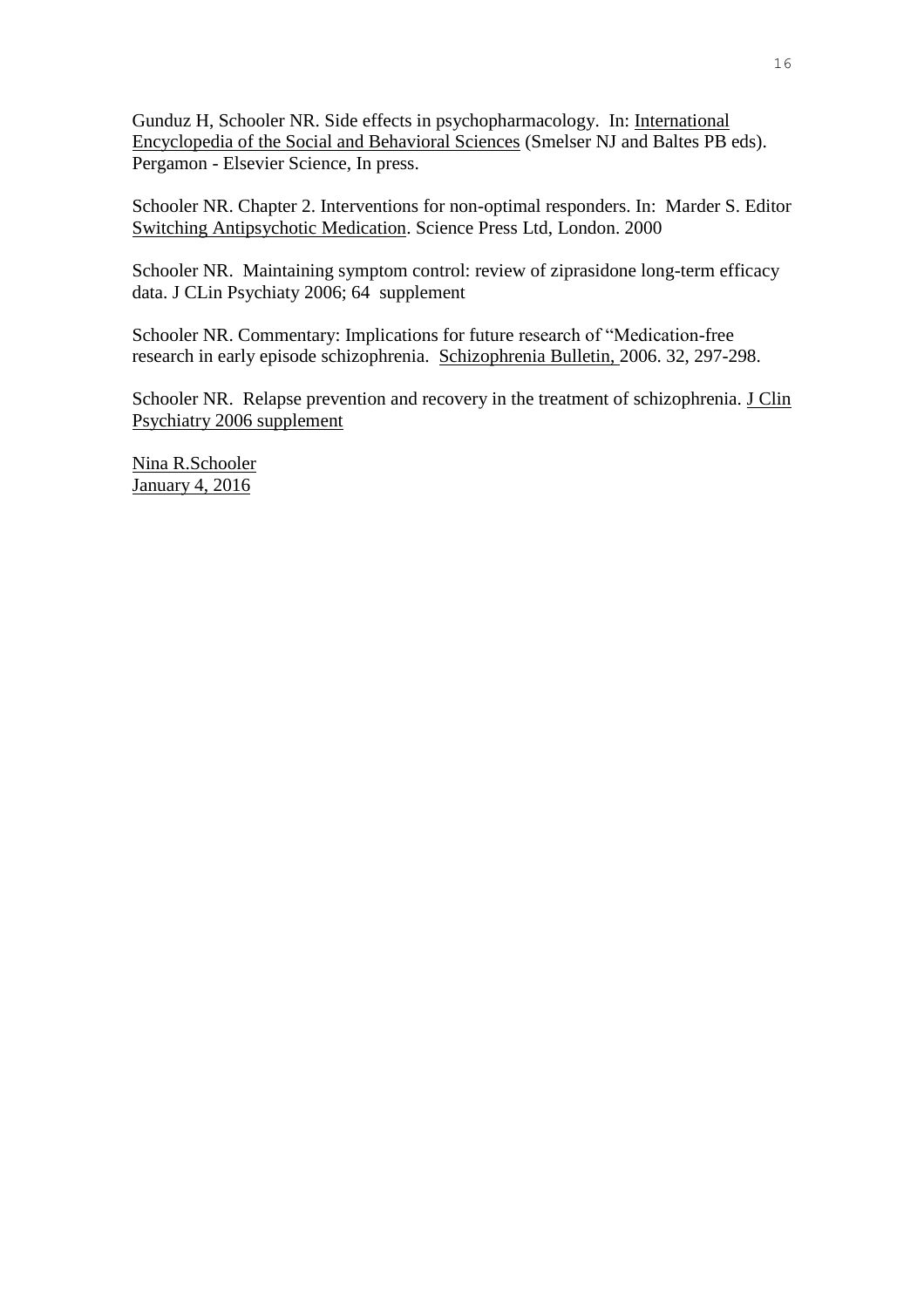Gunduz H, Schooler NR. Side effects in psychopharmacology. In: International Encyclopedia of the Social and Behavioral Sciences (Smelser NJ and Baltes PB eds). Pergamon - Elsevier Science, In press.

Schooler NR. Chapter 2. Interventions for non-optimal responders. In: Marder S. Editor Switching Antipsychotic Medication. Science Press Ltd, London. 2000

Schooler NR. Maintaining symptom control: review of ziprasidone long-term efficacy data. J CLin Psychiaty 2006; 64 supplement

Schooler NR. Commentary: Implications for future research of "Medication-free research in early episode schizophrenia. Schizophrenia Bulletin, 2006. 32, 297-298.

Schooler NR. Relapse prevention and recovery in the treatment of schizophrenia. J Clin Psychiatry 2006 supplement

Nina R.Schooler
January 4, 2016